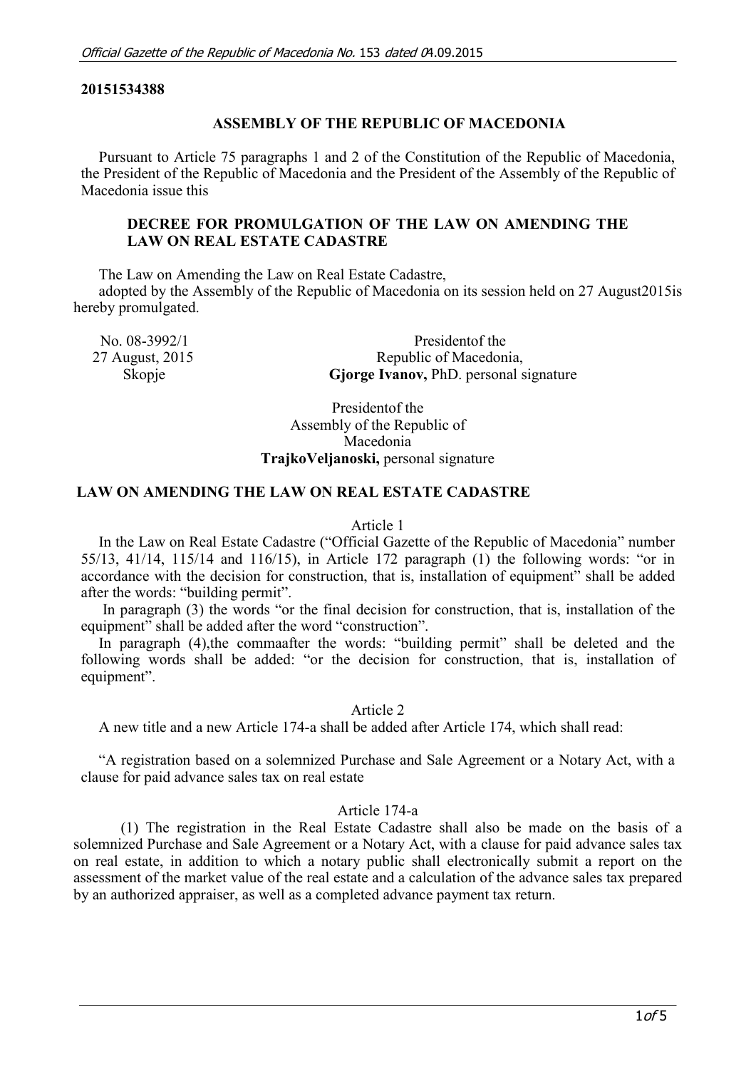**20151534388**

**ASSEMBLY OF THE REPUBLIC OF MACEDONIA**

Pursuant to Article 75 paragraphs 1 and 2 of the Constitution of the Republic of Macedonia, the President of the Republic of Macedonia and the President of the Assembly of the Republic of Macedonia issue this

**DECREE FOR PROMULGATION OF THE LAW ON AMENDING THE LAW ON REAL ESTATE CADASTRE**

The Law on Amending the Law on Real Estate Cadastre,
adopted by the Assembly of the Republic of Macedonia on its session held on 27 August2015is hereby promulgated.

No. 08-3992/1
27 August, 2015
Skopje

Presidentof the
Republic of Macedonia,
**Gjorge Ivanov,** PhD. personal signature

Presidentof the
Assembly of the Republic of
Macedonia
**TrajkoVeljanoski,** personal signature

**LAW ON AMENDING THE LAW ON REAL ESTATE CADASTRE**

Article 1

In the Law on Real Estate Cadastre ("Official Gazette of the Republic of Macedonia" number 55/13, 41/14, 115/14 and 116/15), in Article 172 paragraph (1) the following words: "or in accordance with the decision for construction, that is, installation of equipment" shall be added after the words: "building permit".

In paragraph (3) the words "or the final decision for construction, that is, installation of the equipment" shall be added after the word "construction".

In paragraph (4),the commaafter the words: "building permit" shall be deleted and the following words shall be added: "or the decision for construction, that is, installation of equipment".

Article 2

A new title and a new Article 174-a shall be added after Article 174, which shall read:

"A registration based on a solemnized Purchase and Sale Agreement or a Notary Act, with a clause for paid advance sales tax on real estate

Article 174-a

(1) The registration in the Real Estate Cadastre shall also be made on the basis of a solemnized Purchase and Sale Agreement or a Notary Act, with a clause for paid advance sales tax on real estate, in addition to which a notary public shall electronically submit a report on the assessment of the market value of the real estate and a calculation of the advance sales tax prepared by an authorized appraiser, as well as a completed advance payment tax return.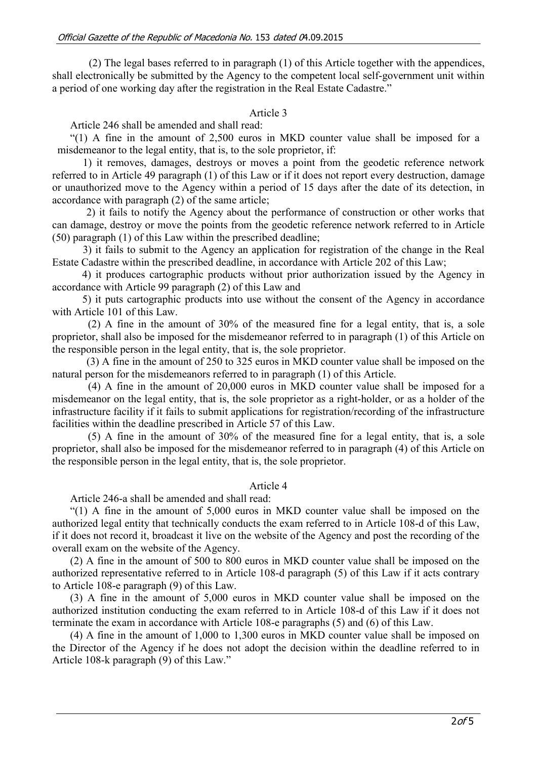(2) The legal bases referred to in paragraph (1) of this Article together with the appendices, shall electronically be submitted by the Agency to the competent local self-government unit within a period of one working day after the registration in the Real Estate Cadastre."

Article 3

Article 246 shall be amended and shall read:

"(1) A fine in the amount of 2,500 euros in MKD counter value shall be imposed for a misdemeanor to the legal entity, that is, to the sole proprietor, if:

1) it removes, damages, destroys or moves a point from the geodetic reference network referred to in Article 49 paragraph (1) of this Law or if it does not report every destruction, damage or unauthorized move to the Agency within a period of 15 days after the date of its detection, in accordance with paragraph (2) of the same article;

2) it fails to notify the Agency about the performance of construction or other works that can damage, destroy or move the points from the geodetic reference network referred to in Article (50) paragraph (1) of this Law within the prescribed deadline;

3) it fails to submit to the Agency an application for registration of the change in the Real Estate Cadastre within the prescribed deadline, in accordance with Article 202 of this Law;

4) it produces cartographic products without prior authorization issued by the Agency in accordance with Article 99 paragraph (2) of this Law and

5) it puts cartographic products into use without the consent of the Agency in accordance with Article 101 of this Law.

(2) A fine in the amount of 30% of the measured fine for a legal entity, that is, a sole proprietor, shall also be imposed for the misdemeanor referred to in paragraph (1) of this Article on the responsible person in the legal entity, that is, the sole proprietor.

(3) A fine in the amount of 250 to 325 euros in MKD counter value shall be imposed on the natural person for the misdemeanors referred to in paragraph (1) of this Article.

(4) A fine in the amount of 20,000 euros in MKD counter value shall be imposed for a misdemeanor on the legal entity, that is, the sole proprietor as a right-holder, or as a holder of the infrastructure facility if it fails to submit applications for registration/recording of the infrastructure facilities within the deadline prescribed in Article 57 of this Law.

(5) A fine in the amount of 30% of the measured fine for a legal entity, that is, a sole proprietor, shall also be imposed for the misdemeanor referred to in paragraph (4) of this Article on the responsible person in the legal entity, that is, the sole proprietor.

Article 4

Article 246-a shall be amended and shall read:

"(1) A fine in the amount of 5,000 euros in MKD counter value shall be imposed on the authorized legal entity that technically conducts the exam referred to in Article 108-d of this Law, if it does not record it, broadcast it live on the website of the Agency and post the recording of the overall exam on the website of the Agency.

(2) A fine in the amount of 500 to 800 euros in MKD counter value shall be imposed on the authorized representative referred to in Article 108-d paragraph (5) of this Law if it acts contrary to Article 108-e paragraph (9) of this Law.

(3) A fine in the amount of 5,000 euros in MKD counter value shall be imposed on the authorized institution conducting the exam referred to in Article 108-d of this Law if it does not terminate the exam in accordance with Article 108-e paragraphs (5) and (6) of this Law.

(4) A fine in the amount of 1,000 to 1,300 euros in MKD counter value shall be imposed on the Director of the Agency if he does not adopt the decision within the deadline referred to in Article 108-k paragraph (9) of this Law."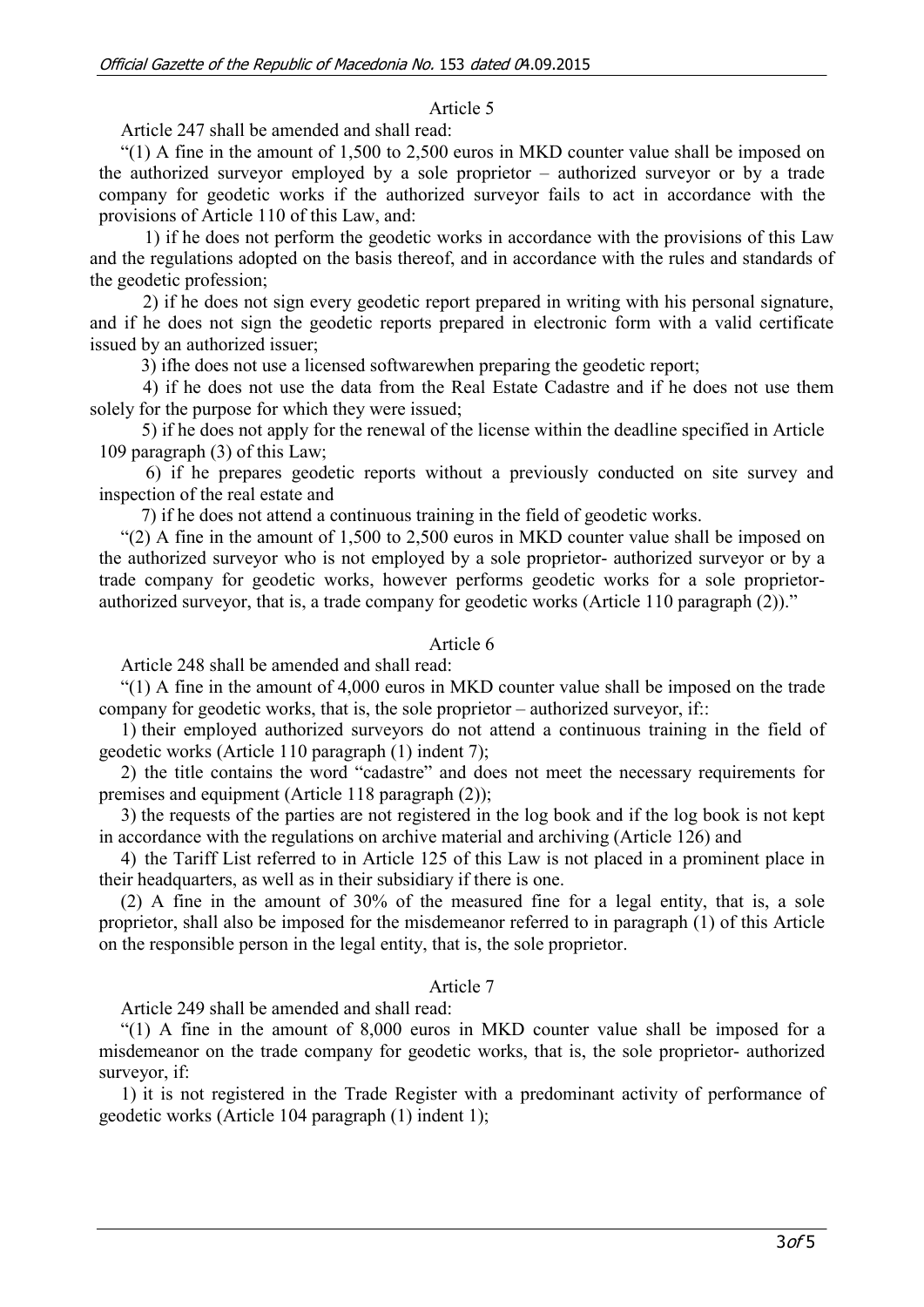Article 5

Article 247 shall be amended and shall read:

"(1) A fine in the amount of 1,500 to 2,500 euros in MKD counter value shall be imposed on the authorized surveyor employed by a sole proprietor – authorized surveyor or by a trade company for geodetic works if the authorized surveyor fails to act in accordance with the provisions of Article 110 of this Law, and:

1) if he does not perform the geodetic works in accordance with the provisions of this Law and the regulations adopted on the basis thereof, and in accordance with the rules and standards of the geodetic profession;

2) if he does not sign every geodetic report prepared in writing with his personal signature, and if he does not sign the geodetic reports prepared in electronic form with a valid certificate issued by an authorized issuer;

3) ifhe does not use a licensed softwarewhen preparing the geodetic report;

4) if he does not use the data from the Real Estate Cadastre and if he does not use them solely for the purpose for which they were issued;

5) if he does not apply for the renewal of the license within the deadline specified in Article 109 paragraph (3) of this Law;

6) if he prepares geodetic reports without a previously conducted on site survey and inspection of the real estate and

7) if he does not attend a continuous training in the field of geodetic works.

"(2) A fine in the amount of 1,500 to 2,500 euros in MKD counter value shall be imposed on the authorized surveyor who is not employed by a sole proprietor- authorized surveyor or by a trade company for geodetic works, however performs geodetic works for a sole proprietor-authorized surveyor, that is, a trade company for geodetic works (Article 110 paragraph (2))."

Article 6

Article 248 shall be amended and shall read:

"(1) A fine in the amount of 4,000 euros in MKD counter value shall be imposed on the trade company for geodetic works, that is, the sole proprietor – authorized surveyor, if::

1) their employed authorized surveyors do not attend a continuous training in the field of geodetic works (Article 110 paragraph (1) indent 7);

2) the title contains the word "cadastre" and does not meet the necessary requirements for premises and equipment (Article 118 paragraph (2));

3) the requests of the parties are not registered in the log book and if the log book is not kept in accordance with the regulations on archive material and archiving (Article 126) and

4) the Tariff List referred to in Article 125 of this Law is not placed in a prominent place in their headquarters, as well as in their subsidiary if there is one.

(2) A fine in the amount of 30% of the measured fine for a legal entity, that is, a sole proprietor, shall also be imposed for the misdemeanor referred to in paragraph (1) of this Article on the responsible person in the legal entity, that is, the sole proprietor.

Article 7

Article 249 shall be amended and shall read:

"(1) A fine in the amount of 8,000 euros in MKD counter value shall be imposed for a misdemeanor on the trade company for geodetic works, that is, the sole proprietor- authorized surveyor, if:

1) it is not registered in the Trade Register with a predominant activity of performance of geodetic works (Article 104 paragraph (1) indent 1);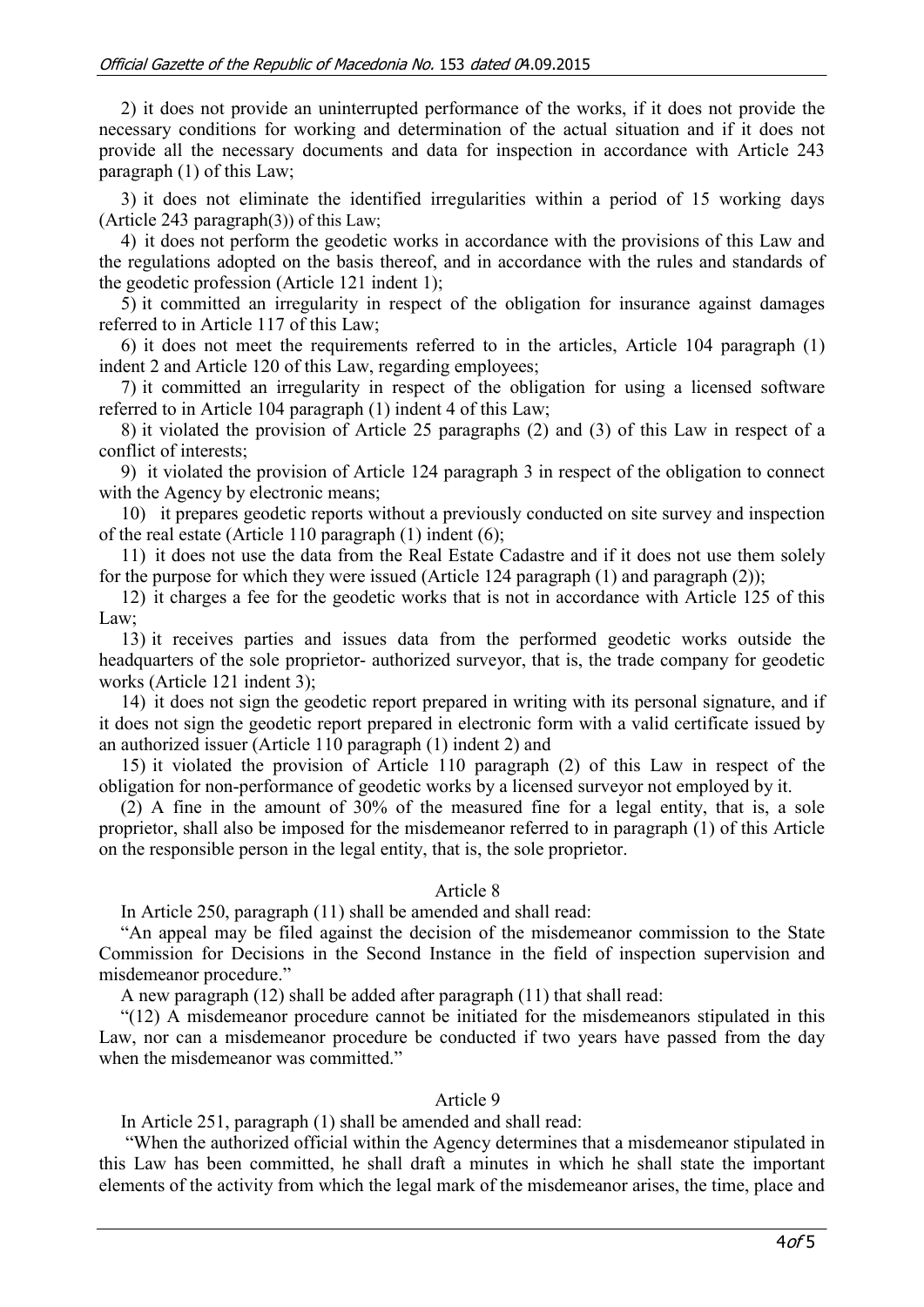2) it does not provide an uninterrupted performance of the works, if it does not provide the necessary conditions for working and determination of the actual situation and if it does not provide all the necessary documents and data for inspection in accordance with Article 243 paragraph (1) of this Law;

3) it does not eliminate the identified irregularities within a period of 15 working days (Article 243 paragraph(3)) of this Law;

4) it does not perform the geodetic works in accordance with the provisions of this Law and the regulations adopted on the basis thereof, and in accordance with the rules and standards of the geodetic profession (Article 121 indent 1);

5) it committed an irregularity in respect of the obligation for insurance against damages referred to in Article 117 of this Law;

6) it does not meet the requirements referred to in the articles, Article 104 paragraph (1) indent 2 and Article 120 of this Law, regarding employees;

7) it committed an irregularity in respect of the obligation for using a licensed software referred to in Article 104 paragraph (1) indent 4 of this Law;

8) it violated the provision of Article 25 paragraphs (2) and (3) of this Law in respect of a conflict of interests;

9) it violated the provision of Article 124 paragraph 3 in respect of the obligation to connect with the Agency by electronic means;

10) it prepares geodetic reports without a previously conducted on site survey and inspection of the real estate (Article 110 paragraph (1) indent (6);

11) it does not use the data from the Real Estate Cadastre and if it does not use them solely for the purpose for which they were issued (Article 124 paragraph (1) and paragraph (2));

12) it charges a fee for the geodetic works that is not in accordance with Article 125 of this Law;

13) it receives parties and issues data from the performed geodetic works outside the headquarters of the sole proprietor- authorized surveyor, that is, the trade company for geodetic works (Article 121 indent 3);

14) it does not sign the geodetic report prepared in writing with its personal signature, and if it does not sign the geodetic report prepared in electronic form with a valid certificate issued by an authorized issuer (Article 110 paragraph (1) indent 2) and

15) it violated the provision of Article 110 paragraph (2) of this Law in respect of the obligation for non-performance of geodetic works by a licensed surveyor not employed by it.

(2) A fine in the amount of 30% of the measured fine for a legal entity, that is, a sole proprietor, shall also be imposed for the misdemeanor referred to in paragraph (1) of this Article on the responsible person in the legal entity, that is, the sole proprietor.

Article 8

In Article 250, paragraph (11) shall be amended and shall read:

"An appeal may be filed against the decision of the misdemeanor commission to the State Commission for Decisions in the Second Instance in the field of inspection supervision and misdemeanor procedure."

A new paragraph (12) shall be added after paragraph (11) that shall read:

"(12) A misdemeanor procedure cannot be initiated for the misdemeanors stipulated in this Law, nor can a misdemeanor procedure be conducted if two years have passed from the day when the misdemeanor was committed."

Article 9

In Article 251, paragraph (1) shall be amended and shall read:

"When the authorized official within the Agency determines that a misdemeanor stipulated in this Law has been committed, he shall draft a minutes in which he shall state the important elements of the activity from which the legal mark of the misdemeanor arises, the time, place and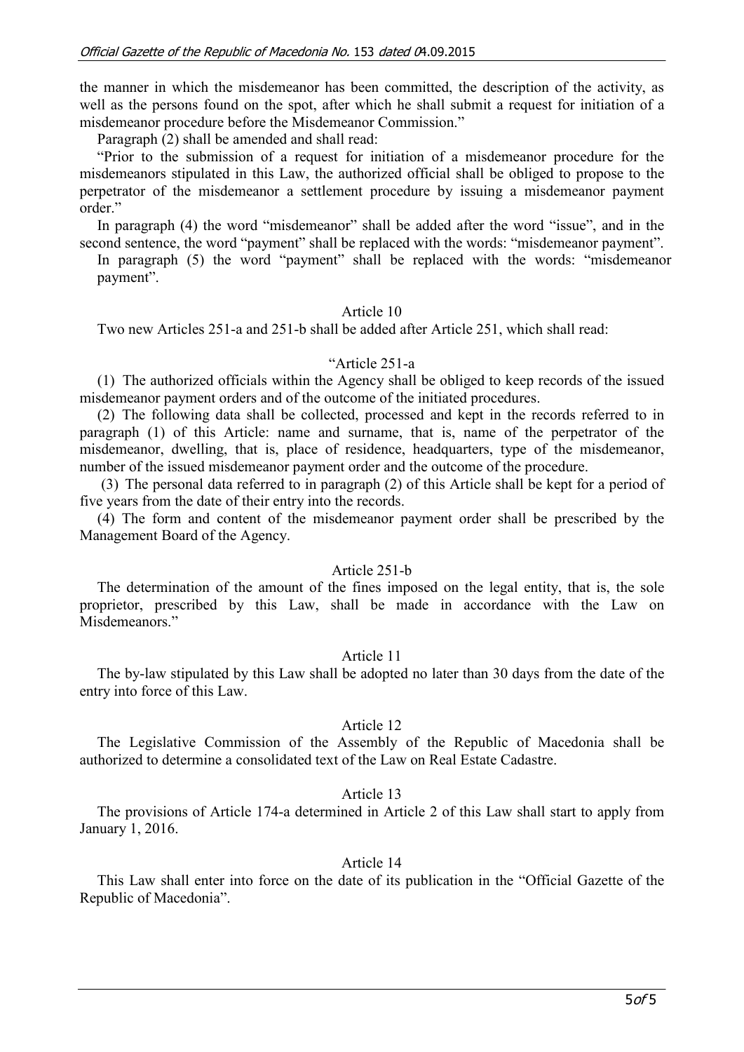the manner in which the misdemeanor has been committed, the description of the activity, as well as the persons found on the spot, after which he shall submit a request for initiation of a misdemeanor procedure before the Misdemeanor Commission."

Paragraph (2) shall be amended and shall read:

"Prior to the submission of a request for initiation of a misdemeanor procedure for the misdemeanors stipulated in this Law, the authorized official shall be obliged to propose to the perpetrator of the misdemeanor a settlement procedure by issuing a misdemeanor payment order."

In paragraph (4) the word "misdemeanor" shall be added after the word "issue", and in the second sentence, the word "payment" shall be replaced with the words: "misdemeanor payment".

In paragraph (5) the word "payment" shall be replaced with the words: "misdemeanor payment".

Article 10

Two new Articles 251-a and 251-b shall be added after Article 251, which shall read:

"Article 251-a

(1) The authorized officials within the Agency shall be obliged to keep records of the issued misdemeanor payment orders and of the outcome of the initiated procedures.

(2) The following data shall be collected, processed and kept in the records referred to in paragraph (1) of this Article: name and surname, that is, name of the perpetrator of the misdemeanor, dwelling, that is, place of residence, headquarters, type of the misdemeanor, number of the issued misdemeanor payment order and the outcome of the procedure.

(3) The personal data referred to in paragraph (2) of this Article shall be kept for a period of five years from the date of their entry into the records.

(4) The form and content of the misdemeanor payment order shall be prescribed by the Management Board of the Agency.

Article 251-b

The determination of the amount of the fines imposed on the legal entity, that is, the sole proprietor, prescribed by this Law, shall be made in accordance with the Law on Misdemeanors."

Article 11

The by-law stipulated by this Law shall be adopted no later than 30 days from the date of the entry into force of this Law.

Article 12

The Legislative Commission of the Assembly of the Republic of Macedonia shall be authorized to determine a consolidated text of the Law on Real Estate Cadastre.

Article 13

The provisions of Article 174-a determined in Article 2 of this Law shall start to apply from January 1, 2016.

Article 14

This Law shall enter into force on the date of its publication in the "Official Gazette of the Republic of Macedonia".